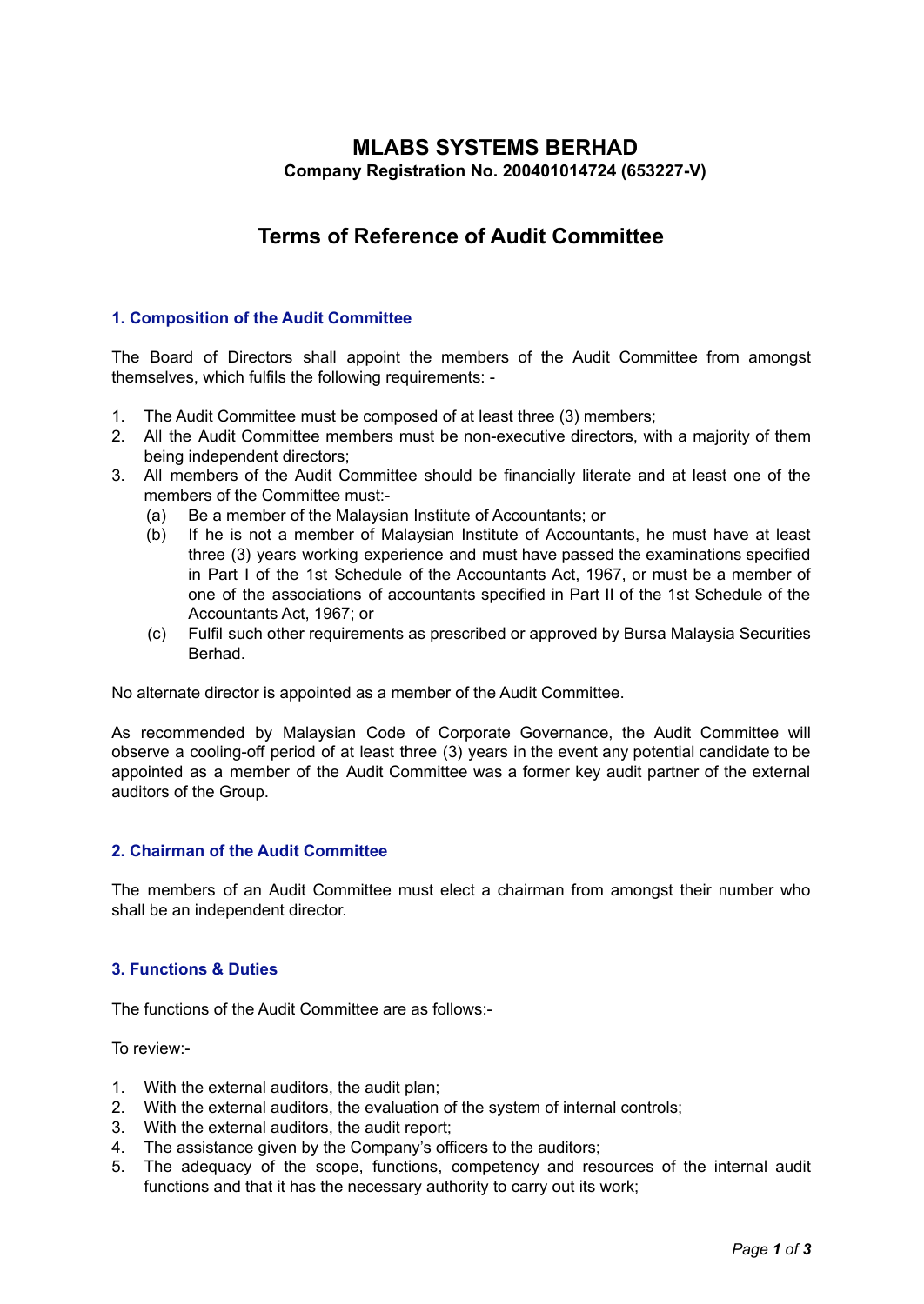# MLABS SYSTEMS BERHAD

**Company Registration No. 200401014724 (653227-V)**

## Terms of Reference of Audit Committee

### 1. Composition of the Audit Committee

The Board of Directors shall appoint the members of the Audit Committee from amongst themselves, which fulfils the following requirements: -

1. The Audit Committee must be composed of at least three (3) members;
2. All the Audit Committee members must be non-executive directors, with a majority of them being independent directors;
3. All members of the Audit Committee should be financially literate and at least one of the members of the Committee must:-
   - (a) Be a member of the Malaysian Institute of Accountants; or
   - (b) If he is not a member of Malaysian Institute of Accountants, he must have at least three (3) years working experience and must have passed the examinations specified in Part I of the 1st Schedule of the Accountants Act, 1967, or must be a member of one of the associations of accountants specified in Part II of the 1st Schedule of the Accountants Act, 1967; or
   - (c) Fulfil such other requirements as prescribed or approved by Bursa Malaysia Securities Berhad.

No alternate director is appointed as a member of the Audit Committee.

As recommended by Malaysian Code of Corporate Governance, the Audit Committee will observe a cooling-off period of at least three (3) years in the event any potential candidate to be appointed as a member of the Audit Committee was a former key audit partner of the external auditors of the Group.

### 2. Chairman of the Audit Committee

The members of an Audit Committee must elect a chairman from amongst their number who shall be an independent director.

### 3. Functions & Duties

The functions of the Audit Committee are as follows:-

To review:-

1. With the external auditors, the audit plan;
2. With the external auditors, the evaluation of the system of internal controls;
3. With the external auditors, the audit report;
4. The assistance given by the Company's officers to the auditors;
5. The adequacy of the scope, functions, competency and resources of the internal audit functions and that it has the necessary authority to carry out its work;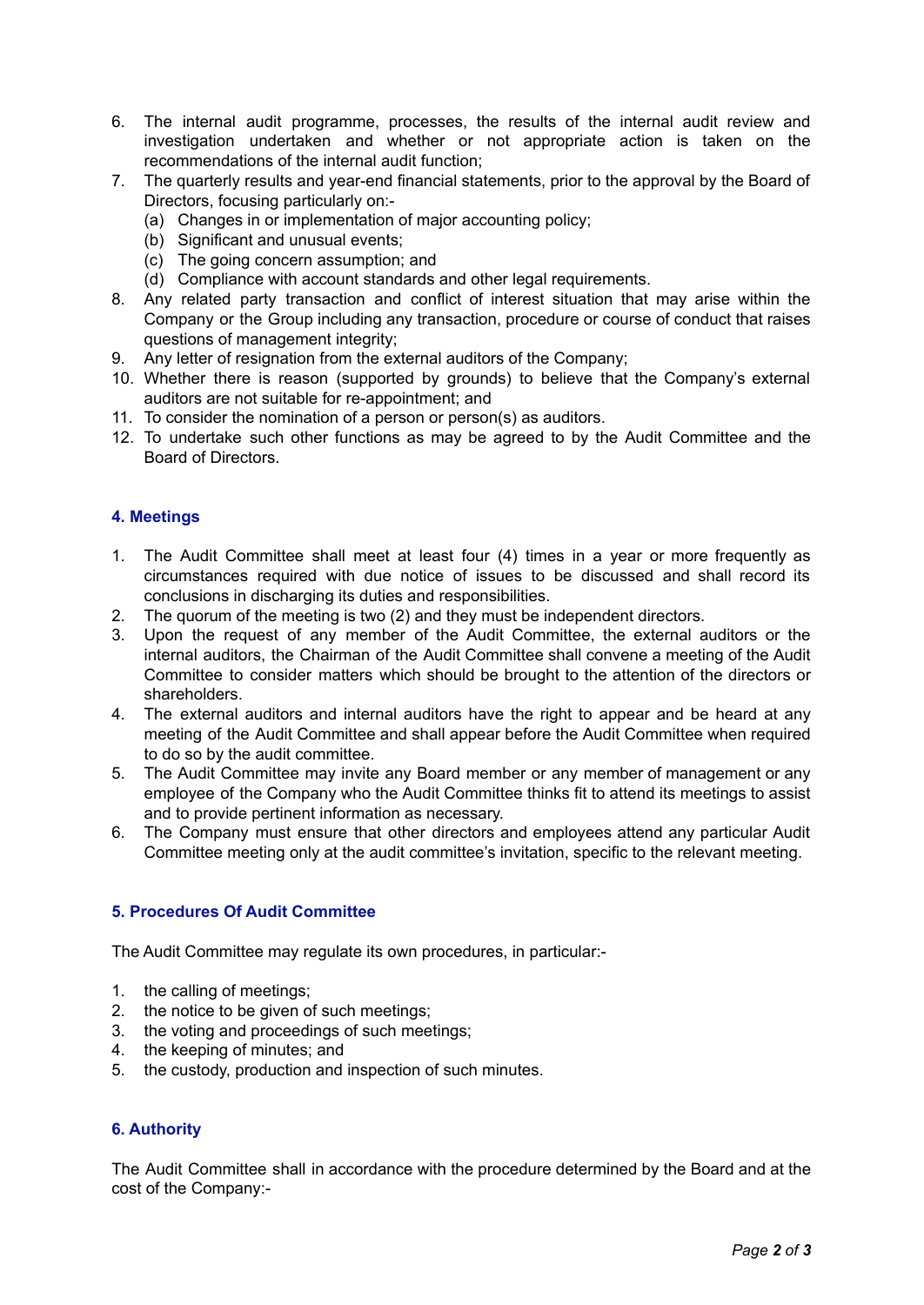6. The internal audit programme, processes, the results of the internal audit review and investigation undertaken and whether or not appropriate action is taken on the recommendations of the internal audit function;
7. The quarterly results and year-end financial statements, prior to the approval by the Board of Directors, focusing particularly on:-
   (a) Changes in or implementation of major accounting policy;
   (b) Significant and unusual events;
   (c) The going concern assumption; and
   (d) Compliance with account standards and other legal requirements.
8. Any related party transaction and conflict of interest situation that may arise within the Company or the Group including any transaction, procedure or course of conduct that raises questions of management integrity;
9. Any letter of resignation from the external auditors of the Company;
10. Whether there is reason (supported by grounds) to believe that the Company's external auditors are not suitable for re-appointment; and
11. To consider the nomination of a person or person(s) as auditors.
12. To undertake such other functions as may be agreed to by the Audit Committee and the Board of Directors.

### 4. Meetings

1. The Audit Committee shall meet at least four (4) times in a year or more frequently as circumstances required with due notice of issues to be discussed and shall record its conclusions in discharging its duties and responsibilities.
2. The quorum of the meeting is two (2) and they must be independent directors.
3. Upon the request of any member of the Audit Committee, the external auditors or the internal auditors, the Chairman of the Audit Committee shall convene a meeting of the Audit Committee to consider matters which should be brought to the attention of the directors or shareholders.
4. The external auditors and internal auditors have the right to appear and be heard at any meeting of the Audit Committee and shall appear before the Audit Committee when required to do so by the audit committee.
5. The Audit Committee may invite any Board member or any member of management or any employee of the Company who the Audit Committee thinks fit to attend its meetings to assist and to provide pertinent information as necessary.
6. The Company must ensure that other directors and employees attend any particular Audit Committee meeting only at the audit committee's invitation, specific to the relevant meeting.

### 5. Procedures Of Audit Committee

The Audit Committee may regulate its own procedures, in particular:-

1. the calling of meetings;
2. the notice to be given of such meetings;
3. the voting and proceedings of such meetings;
4. the keeping of minutes; and
5. the custody, production and inspection of such minutes.

### 6. Authority

The Audit Committee shall in accordance with the procedure determined by the Board and at the cost of the Company:-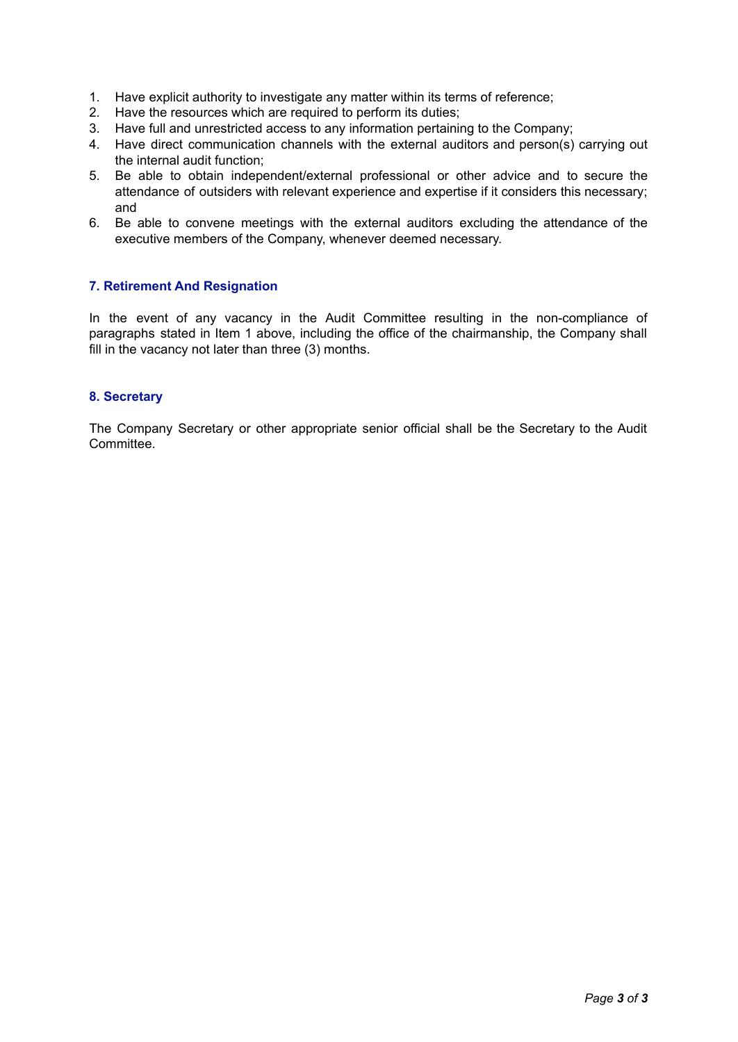1. Have explicit authority to investigate any matter within its terms of reference;
2. Have the resources which are required to perform its duties;
3. Have full and unrestricted access to any information pertaining to the Company;
4. Have direct communication channels with the external auditors and person(s) carrying out the internal audit function;
5. Be able to obtain independent/external professional or other advice and to secure the attendance of outsiders with relevant experience and expertise if it considers this necessary; and
6. Be able to convene meetings with the external auditors excluding the attendance of the executive members of the Company, whenever deemed necessary.

### 7. Retirement And Resignation

In the event of any vacancy in the Audit Committee resulting in the non-compliance of paragraphs stated in Item 1 above, including the office of the chairmanship, the Company shall fill in the vacancy not later than three (3) months.

### 8. Secretary

The Company Secretary or other appropriate senior official shall be the Secretary to the Audit Committee.